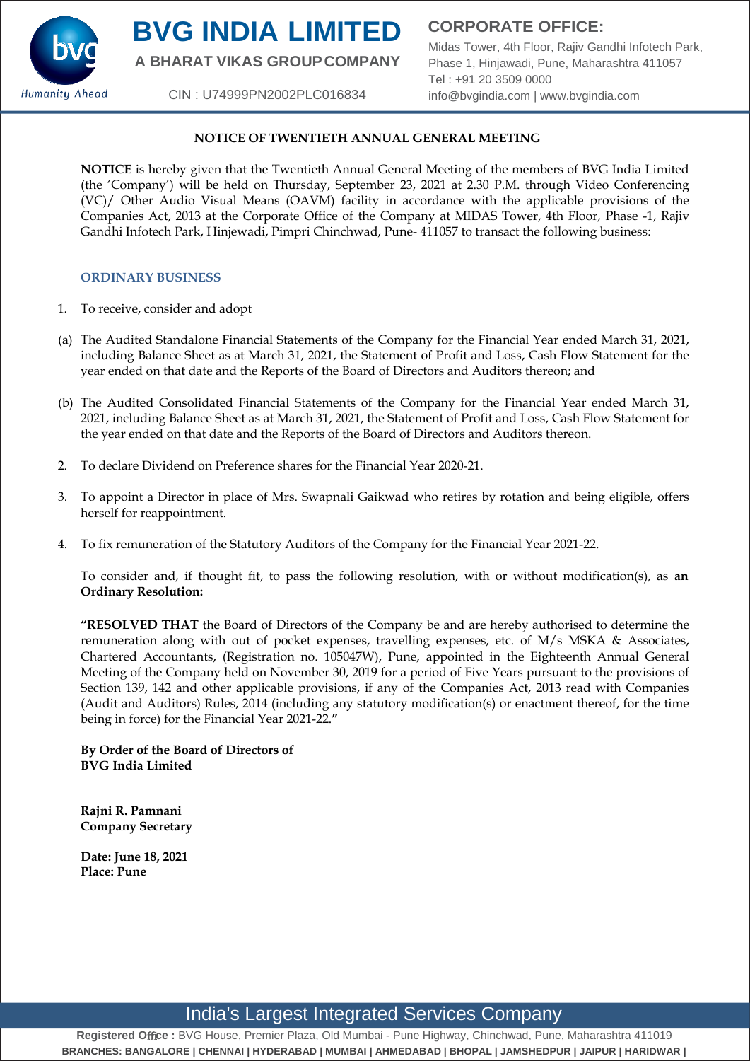# BVG INDIA LIMITED

**A BHARAT VIKAS GROUP COMPANY**

CIN : U74999PN2002PLC016834

**CORPORATE OFFICE:**

Midas Tower, 4th Floor, Rajiv Gandhi Infotech Park, Phase 1, Hinjawadi, Pune, Maharashtra 411057
Tel : +91 20 3509 0000
info@bvgindia.com | www.bvgindia.com

## NOTICE OF TWENTIETH ANNUAL GENERAL MEETING

**NOTICE** is hereby given that the Twentieth Annual General Meeting of the members of BVG India Limited (the 'Company') will be held on Thursday, September 23, 2021 at 2.30 P.M. through Video Conferencing (VC)/ Other Audio Visual Means (OAVM) facility in accordance with the applicable provisions of the Companies Act, 2013 at the Corporate Office of the Company at MIDAS Tower, 4th Floor, Phase -1, Rajiv Gandhi Infotech Park, Hinjewadi, Pimpri Chinchwad, Pune- 411057 to transact the following business:

### ORDINARY BUSINESS

1. To receive, consider and adopt

(a) The Audited Standalone Financial Statements of the Company for the Financial Year ended March 31, 2021, including Balance Sheet as at March 31, 2021, the Statement of Profit and Loss, Cash Flow Statement for the year ended on that date and the Reports of the Board of Directors and Auditors thereon; and

(b) The Audited Consolidated Financial Statements of the Company for the Financial Year ended March 31, 2021, including Balance Sheet as at March 31, 2021, the Statement of Profit and Loss, Cash Flow Statement for the year ended on that date and the Reports of the Board of Directors and Auditors thereon.

2. To declare Dividend on Preference shares for the Financial Year 2020-21.

3. To appoint a Director in place of Mrs. Swapnali Gaikwad who retires by rotation and being eligible, offers herself for reappointment.

4. To fix remuneration of the Statutory Auditors of the Company for the Financial Year 2021-22.

   To consider and, if thought fit, to pass the following resolution, with or without modification(s), as **an Ordinary Resolution:**

   **"RESOLVED THAT** the Board of Directors of the Company be and are hereby authorised to determine the remuneration along with out of pocket expenses, travelling expenses, etc. of M/s MSKA & Associates, Chartered Accountants, (Registration no. 105047W), Pune, appointed in the Eighteenth Annual General Meeting of the Company held on November 30, 2019 for a period of Five Years pursuant to the provisions of Section 139, 142 and other applicable provisions, if any of the Companies Act, 2013 read with Companies (Audit and Auditors) Rules, 2014 (including any statutory modification(s) or enactment thereof, for the time being in force) for the Financial Year 2021-22.**"**

**By Order of the Board of Directors of**
**BVG India Limited**

**Rajni R. Pamnani**
**Company Secretary**

**Date: June 18, 2021**
**Place: Pune**

India's Largest Integrated Services Company

**Registered Office :** BVG House, Premier Plaza, Old Mumbai - Pune Highway, Chinchwad, Pune, Maharashtra 411019
**BRANCHES: BANGALORE | CHENNAI | HYDERABAD | MUMBAI | AHMEDABAD | BHOPAL | JAMSHEDPUR | JAIPUR | HARIDWAR |**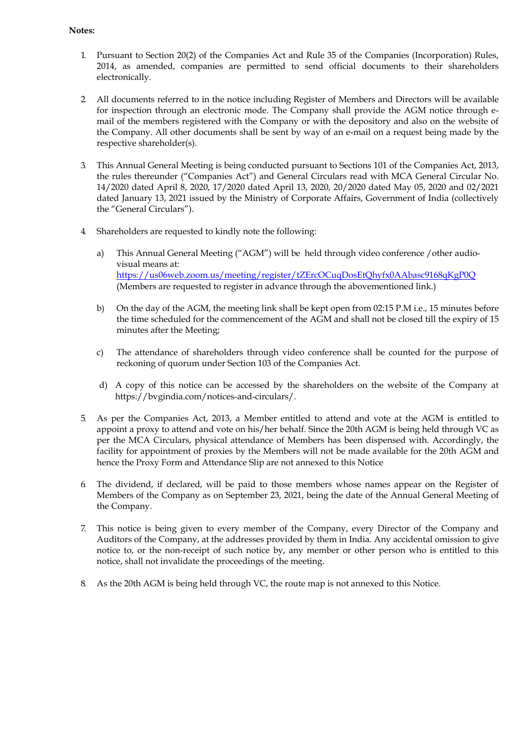**Notes:**

1. Pursuant to Section 20(2) of the Companies Act and Rule 35 of the Companies (Incorporation) Rules, 2014, as amended, companies are permitted to send official documents to their shareholders electronically.

2. All documents referred to in the notice including Register of Members and Directors will be available for inspection through an electronic mode. The Company shall provide the AGM notice through e-mail of the members registered with the Company or with the depository and also on the website of the Company. All other documents shall be sent by way of an e-mail on a request being made by the respective shareholder(s).

3. This Annual General Meeting is being conducted pursuant to Sections 101 of the Companies Act, 2013, the rules thereunder ("Companies Act") and General Circulars read with MCA General Circular No. 14/2020 dated April 8, 2020, 17/2020 dated April 13, 2020, 20/2020 dated May 05, 2020 and 02/2021 dated January 13, 2021 issued by the Ministry of Corporate Affairs, Government of India (collectively the "General Circulars").

4. Shareholders are requested to kindly note the following:

   a) This Annual General Meeting ("AGM") will be held through video conference /other audio-visual means at: [https://us06web.zoom.us/meeting/register/tZErcOCuqDosEtQhyfx0AAbasc9168qKgP0Q](https://us06web.zoom.us/meeting/register/tZErcOCuqDosEtQhyfx0AAbasc9168qKgP0Q) (Members are requested to register in advance through the abovementioned link.)

   b) On the day of the AGM, the meeting link shall be kept open from 02:15 P.M i.e., 15 minutes before the time scheduled for the commencement of the AGM and shall not be closed till the expiry of 15 minutes after the Meeting;

   c) The attendance of shareholders through video conference shall be counted for the purpose of reckoning of quorum under Section 103 of the Companies Act.

   d) A copy of this notice can be accessed by the shareholders on the website of the Company at https://bvgindia.com/notices-and-circulars/.

5. As per the Companies Act, 2013, a Member entitled to attend and vote at the AGM is entitled to appoint a proxy to attend and vote on his/her behalf. Since the 20th AGM is being held through VC as per the MCA Circulars, physical attendance of Members has been dispensed with. Accordingly, the facility for appointment of proxies by the Members will not be made available for the 20th AGM and hence the Proxy Form and Attendance Slip are not annexed to this Notice

6. The dividend, if declared, will be paid to those members whose names appear on the Register of Members of the Company as on September 23, 2021, being the date of the Annual General Meeting of the Company.

7. This notice is being given to every member of the Company, every Director of the Company and Auditors of the Company, at the addresses provided by them in India. Any accidental omission to give notice to, or the non-receipt of such notice by, any member or other person who is entitled to this notice, shall not invalidate the proceedings of the meeting.

8. As the 20th AGM is being held through VC, the route map is not annexed to this Notice.